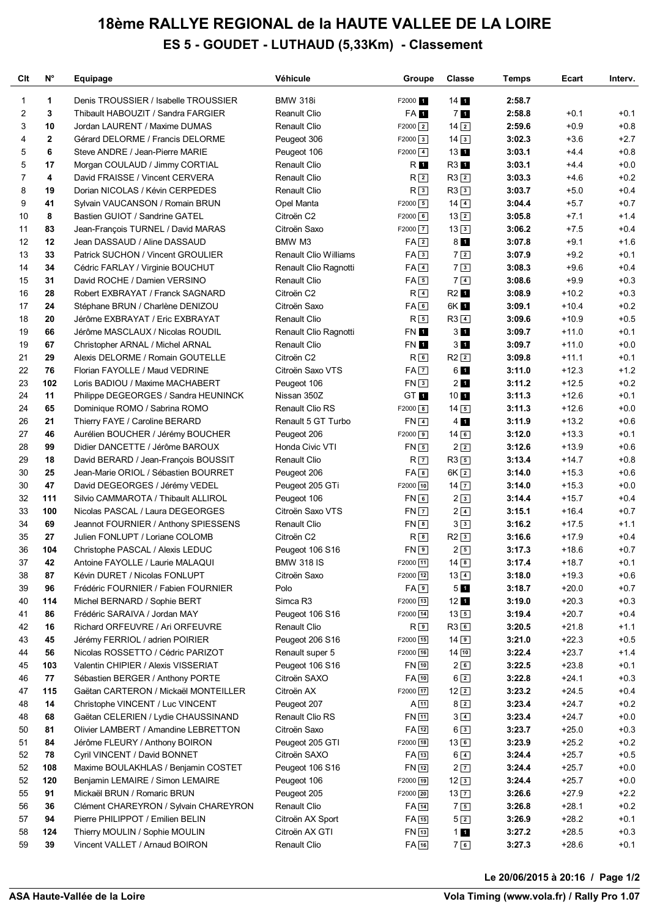# 18ème RALLYE REGIONAL de la HAUTE VALLEE DE LA LOIRE

## ES 5 - GOUDET - LUTHAUD (5,33Km) - Classement

| Clt | N° | Equipage | Véhicule | Groupe | Classe | Temps | Ecart | Interv. |
|---|---|---|---|---|---|---|---|---|
| 1 | 1 | Denis TROUSSIER / Isabelle TROUSSIER | BMW 318i | F2000 1 | 14 1 | 2:58.7 | | |
| 2 | 3 | Thibault HABOUZIT / Sandra FARGIER | Reanult Clio | FA 1 | 7 1 | 2:58.8 | +0.1 | +0.1 |
| 3 | 10 | Jordan LAURENT / Maxime DUMAS | Renault Clio | F2000 2 | 14 2 | 2:59.6 | +0.9 | +0.8 |
| 4 | 2 | Gérard DELORME / Francis DELORME | Peugeot 306 | F2000 3 | 14 3 | 3:02.3 | +3.6 | +2.7 |
| 5 | 6 | Steve ANDRE / Jean-Pierre MARIE | Peugeot 106 | F2000 4 | 13 1 | 3:03.1 | +4.4 | +0.8 |
| 5 | 17 | Morgan COULAUD / Jimmy CORTIAL | Renault Clio | R 1 | R3 1 | 3:03.1 | +4.4 | +0.0 |
| 7 | 4 | David FRAISSE / Vincent CERVERA | Renault Clio | R 2 | R3 2 | 3:03.3 | +4.6 | +0.2 |
| 8 | 19 | Dorian NICOLAS / Kévin CERPEDES | Renault Clio | R 3 | R3 3 | 3:03.7 | +5.0 | +0.4 |
| 9 | 41 | Sylvain VAUCANSON / Romain BRUN | Opel Manta | F2000 5 | 14 4 | 3:04.4 | +5.7 | +0.7 |
| 10 | 8 | Bastien GUIOT / Sandrine GATEL | Citroën C2 | F2000 6 | 13 2 | 3:05.8 | +7.1 | +1.4 |
| 11 | 83 | Jean-François TURNEL / David MARAS | Citroën Saxo | F2000 7 | 13 3 | 3:06.2 | +7.5 | +0.4 |
| 12 | 12 | Jean DASSAUD / Aline DASSAUD | BMW M3 | FA 2 | 8 1 | 3:07.8 | +9.1 | +1.6 |
| 13 | 33 | Patrick SUCHON / Vincent GROULIER | Renault Clio Williams | FA 3 | 7 2 | 3:07.9 | +9.2 | +0.1 |
| 14 | 34 | Cédric FARLAY / Virginie BOUCHUT | Renault Clio Ragnotti | FA 4 | 7 3 | 3:08.3 | +9.6 | +0.4 |
| 15 | 31 | David ROCHE / Damien VERSINO | Renault Clio | FA 5 | 7 4 | 3:08.6 | +9.9 | +0.3 |
| 16 | 28 | Robert EXBRAYAT / Franck SAGNARD | Citroën C2 | R 4 | R2 1 | 3:08.9 | +10.2 | +0.3 |
| 17 | 24 | Stéphane BRUN / Charlène DENIZOU | Citroën Saxo | FA 6 | 6K 1 | 3:09.1 | +10.4 | +0.2 |
| 18 | 20 | Jérôme EXBRAYAT / Eric EXBRAYAT | Renault Clio | R 5 | R3 4 | 3:09.6 | +10.9 | +0.5 |
| 19 | 66 | Jérôme MASCLAUX / Nicolas ROUDIL | Renault Clio Ragnotti | FN 1 | 3 1 | 3:09.7 | +11.0 | +0.1 |
| 19 | 67 | Christopher ARNAL / Michel ARNAL | Renault Clio | FN 1 | 3 1 | 3:09.7 | +11.0 | +0.0 |
| 21 | 29 | Alexis DELORME / Romain GOUTELLE | Citroën C2 | R 6 | R2 2 | 3:09.8 | +11.1 | +0.1 |
| 22 | 76 | Florian FAYOLLE / Maud VEDRINE | Citroën Saxo VTS | FA 7 | 6 1 | 3:11.0 | +12.3 | +1.2 |
| 23 | 102 | Loris BADIOU / Maxime MACHABERT | Peugeot 106 | FN 3 | 2 1 | 3:11.2 | +12.5 | +0.2 |
| 24 | 11 | Philippe DEGEORGES / Sandra HEUNINCK | Nissan 350Z | GT 1 | 10 1 | 3:11.3 | +12.6 | +0.1 |
| 24 | 65 | Dominique ROMO / Sabrina ROMO | Renault Clio RS | F2000 8 | 14 5 | 3:11.3 | +12.6 | +0.0 |
| 26 | 21 | Thierry FAYE / Caroline BERARD | Renault 5 GT Turbo | FN 4 | 4 1 | 3:11.9 | +13.2 | +0.6 |
| 27 | 46 | Aurélien BOUCHER / Jérémy BOUCHER | Peugeot 206 | F2000 9 | 14 6 | 3:12.0 | +13.3 | +0.1 |
| 28 | 99 | Didier DANCETTE / Jérôme BAROUX | Honda Civic VTI | FN 5 | 2 2 | 3:12.6 | +13.9 | +0.6 |
| 29 | 18 | David BERARD / Jean-François BOUSSIT | Renault Clio | R 7 | R3 5 | 3:13.4 | +14.7 | +0.8 |
| 30 | 25 | Jean-Marie ORIOL / Sébastien BOURRET | Peugeot 206 | FA 8 | 6K 2 | 3:14.0 | +15.3 | +0.6 |
| 30 | 47 | David DEGEORGES / Jérémy VEDEL | Peugeot 205 GTi | F2000 10 | 14 7 | 3:14.0 | +15.3 | +0.0 |
| 32 | 111 | Silvio CAMMAROTA / Thibault ALLIROL | Peugeot 106 | FN 6 | 2 3 | 3:14.4 | +15.7 | +0.4 |
| 33 | 100 | Nicolas PASCAL / Laura DEGEORGES | Citroën Saxo VTS | FN 7 | 2 4 | 3:15.1 | +16.4 | +0.7 |
| 34 | 69 | Jeannot FOURNIER / Anthony SPIESSENS | Renault Clio | FN 8 | 3 3 | 3:16.2 | +17.5 | +1.1 |
| 35 | 27 | Julien FONLUPT / Loriane COLOMB | Citroën C2 | R 8 | R2 3 | 3:16.6 | +17.9 | +0.4 |
| 36 | 104 | Christophe PASCAL / Alexis LEDUC | Peugeot 106 S16 | FN 9 | 2 5 | 3:17.3 | +18.6 | +0.7 |
| 37 | 42 | Antoine FAYOLLE / Laurie MALAQUI | BMW 318 IS | F2000 11 | 14 8 | 3:17.4 | +18.7 | +0.1 |
| 38 | 87 | Kévin DURET / Nicolas FONLUPT | Citroën Saxo | F2000 12 | 13 4 | 3:18.0 | +19.3 | +0.6 |
| 39 | 96 | Frédéric FOURNIER / Fabien FOURNIER | Polo | FA 9 | 5 1 | 3:18.7 | +20.0 | +0.7 |
| 40 | 114 | Michel BERNARD / Sophie BERT | Simca R3 | F2000 13 | 12 1 | 3:19.0 | +20.3 | +0.3 |
| 41 | 86 | Frédéric SARAIVA / Jordan MAY | Peugeot 106 S16 | F2000 14 | 13 5 | 3:19.4 | +20.7 | +0.4 |
| 42 | 16 | Richard ORFEUVRE / Ari ORFEUVRE | Renault Clio | R 9 | R3 6 | 3:20.5 | +21.8 | +1.1 |
| 43 | 45 | Jérémy FERRIOL / adrien POIRIER | Peugeot 206 S16 | F2000 15 | 14 9 | 3:21.0 | +22.3 | +0.5 |
| 44 | 56 | Nicolas ROSSETTO / Cédric PARIZOT | Renault super 5 | F2000 16 | 14 10 | 3:22.4 | +23.7 | +1.4 |
| 45 | 103 | Valentin CHIPIER / Alexis VISSERIAT | Peugeot 106 S16 | FN 10 | 2 6 | 3:22.5 | +23.8 | +0.1 |
| 46 | 77 | Sébastien BERGER / Anthony PORTE | Citroën SAXO | FA 10 | 6 2 | 3:22.8 | +24.1 | +0.3 |
| 47 | 115 | Gaëtan CARTERON / Mickaël MONTEILLER | Citroën AX | F2000 17 | 12 2 | 3:23.2 | +24.5 | +0.4 |
| 48 | 14 | Christophe VINCENT / Luc VINCENT | Peugeot 207 | A 11 | 8 2 | 3:23.4 | +24.7 | +0.2 |
| 48 | 68 | Gaëtan CELERIEN / Lydie CHAUSSINAND | Renault Clio RS | FN 11 | 3 4 | 3:23.4 | +24.7 | +0.0 |
| 50 | 81 | Olivier LAMBERT / Amandine LEBRETTON | Citroën Saxo | FA 12 | 6 3 | 3:23.7 | +25.0 | +0.3 |
| 51 | 84 | Jérôme FLEURY / Anthony BOIRON | Peugeot 205 GTI | F2000 18 | 13 6 | 3:23.9 | +25.2 | +0.2 |
| 52 | 78 | Cyril VINCENT / David BONNET | Citroën SAXO | FA 13 | 6 4 | 3:24.4 | +25.7 | +0.5 |
| 52 | 108 | Maxime BOULAKHLAS / Benjamin COSTET | Peugeot 106 S16 | FN 12 | 2 7 | 3:24.4 | +25.7 | +0.0 |
| 52 | 120 | Benjamin LEMAIRE / Simon LEMAIRE | Peugeot 106 | F2000 19 | 12 3 | 3:24.4 | +25.7 | +0.0 |
| 55 | 91 | Mickaël BRUN / Romaric BRUN | Peugeot 205 | F2000 20 | 13 7 | 3:26.6 | +27.9 | +2.2 |
| 56 | 36 | Clément CHAREYRON / Sylvain CHAREYRON | Renault Clio | FA 14 | 7 5 | 3:26.8 | +28.1 | +0.2 |
| 57 | 94 | Pierre PHILIPPOT / Emilien BELIN | Citroën AX Sport | FA 15 | 5 2 | 3:26.9 | +28.2 | +0.1 |
| 58 | 124 | Thierry MOULIN / Sophie MOULIN | Citroën AX GTI | FN 13 | 1 1 | 3:27.2 | +28.5 | +0.3 |
| 59 | 39 | Vincent VALLET / Arnaud BOIRON | Renault Clio | FA 16 | 7 6 | 3:27.3 | +28.6 | +0.1 |

Le 20/06/2015 à 20:16

ASA Haute-Vallée de la Loire

Vola Timing (www.vola.fr) / Rally Pro 1.07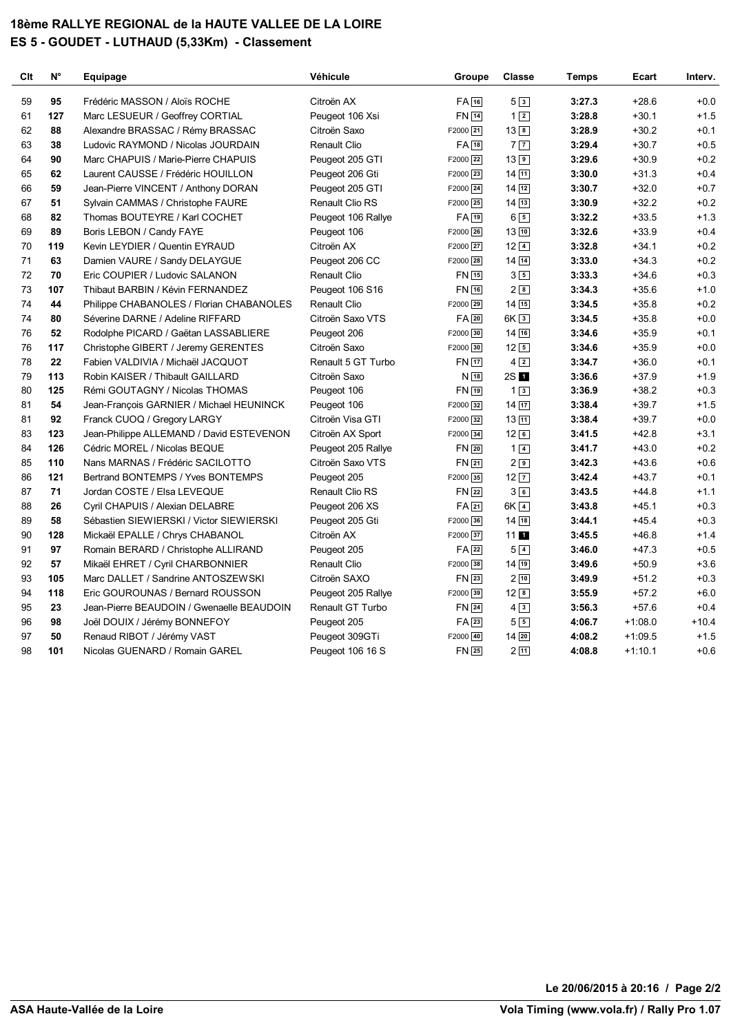# 18ème RALLYE REGIONAL de la HAUTE VALLEE DE LA LOIRE

## ES 5 - GOUDET - LUTHAUD (5,33Km) - Classement

| Clt | N° | Equipage | Véhicule | Groupe | Classe | Temps | Ecart | Interv. |
|---|---|---|---|---|---|---|---|---|
| 59 | 95 | Frédéric MASSON / Aloïs ROCHE | Citroën AX | FA 16 | 5 3 | 3:27.3 | +28.6 | +0.0 |
| 61 | 127 | Marc LESUEUR / Geoffrey CORTIAL | Peugeot 106 Xsi | FN 14 | 1 2 | 3:28.8 | +30.1 | +1.5 |
| 62 | 88 | Alexandre BRASSAC / Rémy BRASSAC | Citroën Saxo | F2000 21 | 13 8 | 3:28.9 | +30.2 | +0.1 |
| 63 | 38 | Ludovic RAYMOND / Nicolas JOURDAIN | Renault Clio | FA 18 | 7 7 | 3:29.4 | +30.7 | +0.5 |
| 64 | 90 | Marc CHAPUIS / Marie-Pierre CHAPUIS | Peugeot 205 GTI | F2000 22 | 13 9 | 3:29.6 | +30.9 | +0.2 |
| 65 | 62 | Laurent CAUSSE / Frédéric HOUILLON | Peugeot 206 Gti | F2000 23 | 14 11 | 3:30.0 | +31.3 | +0.4 |
| 66 | 59 | Jean-Pierre VINCENT / Anthony DORAN | Peugeot 205 GTI | F2000 24 | 14 12 | 3:30.7 | +32.0 | +0.7 |
| 67 | 51 | Sylvain CAMMAS / Christophe FAURE | Renault Clio RS | F2000 25 | 14 13 | 3:30.9 | +32.2 | +0.2 |
| 68 | 82 | Thomas BOUTEYRE / Karl COCHET | Peugeot 106 Rallye | FA 19 | 6 5 | 3:32.2 | +33.5 | +1.3 |
| 69 | 89 | Boris LEBON / Candy FAYE | Peugeot 106 | F2000 26 | 13 10 | 3:32.6 | +33.9 | +0.4 |
| 70 | 119 | Kevin LEYDIER / Quentin EYRAUD | Citroën AX | F2000 27 | 12 4 | 3:32.8 | +34.1 | +0.2 |
| 71 | 63 | Damien VAURE / Sandy DELAYGUE | Peugeot 206 CC | F2000 28 | 14 14 | 3:33.0 | +34.3 | +0.2 |
| 72 | 70 | Eric COUPIER / Ludovic SALANON | Renault Clio | FN 15 | 3 5 | 3:33.3 | +34.6 | +0.3 |
| 73 | 107 | Thibaut BARBIN / Kévin FERNANDEZ | Peugeot 106 S16 | FN 16 | 2 8 | 3:34.3 | +35.6 | +1.0 |
| 74 | 44 | Philippe CHABANOLES / Florian CHABANOLES | Renault Clio | F2000 29 | 14 15 | 3:34.5 | +35.8 | +0.2 |
| 74 | 80 | Séverine DARNE / Adeline RIFFARD | Citroën Saxo VTS | FA 20 | 6K 3 | 3:34.5 | +35.8 | +0.0 |
| 76 | 52 | Rodolphe PICARD / Gaëtan LASSABLIERE | Peugeot 206 | F2000 30 | 14 16 | 3:34.6 | +35.9 | +0.1 |
| 76 | 117 | Christophe GIBERT / Jeremy GERENTES | Citroën Saxo | F2000 30 | 12 5 | 3:34.6 | +35.9 | +0.0 |
| 78 | 22 | Fabien VALDIVIA / Michaël JACQUOT | Renault 5 GT Turbo | FN 17 | 4 2 | 3:34.7 | +36.0 | +0.1 |
| 79 | 113 | Robin KAISER / Thibault GAILLARD | Citroën Saxo | N 18 | 2S 1 | 3:36.6 | +37.9 | +1.9 |
| 80 | 125 | Rémi GOUTAGNY / Nicolas THOMAS | Peugeot 106 | FN 19 | 1 3 | 3:36.9 | +38.2 | +0.3 |
| 81 | 54 | Jean-François GARNIER / Michael HEUNINCK | Peugeot 106 | F2000 32 | 14 17 | 3:38.4 | +39.7 | +1.5 |
| 81 | 92 | Franck CUOQ / Gregory LARGY | Citroën Visa GTI | F2000 32 | 13 11 | 3:38.4 | +39.7 | +0.0 |
| 83 | 123 | Jean-Philippe ALLEMAND / David ESTEVENON | Citroën AX Sport | F2000 34 | 12 6 | 3:41.5 | +42.8 | +3.1 |
| 84 | 126 | Cédric MOREL / Nicolas BEQUE | Peugeot 205 Rallye | FN 20 | 1 4 | 3:41.7 | +43.0 | +0.2 |
| 85 | 110 | Nans MARNAS / Frédéric SACILOTTO | Citroën Saxo VTS | FN 21 | 2 9 | 3:42.3 | +43.6 | +0.6 |
| 86 | 121 | Bertrand BONTEMPS / Yves BONTEMPS | Peugeot 205 | F2000 35 | 12 7 | 3:42.4 | +43.7 | +0.1 |
| 87 | 71 | Jordan COSTE / Elsa LEVEQUE | Renault Clio RS | FN 22 | 3 6 | 3:43.5 | +44.8 | +1.1 |
| 88 | 26 | Cyril CHAPUIS / Alexian DELABRE | Peugeot 206 XS | FA 21 | 6K 4 | 3:43.8 | +45.1 | +0.3 |
| 89 | 58 | Sébastien SIEWIERSKI / Victor SIEWIERSKI | Peugeot 205 Gti | F2000 36 | 14 18 | 3:44.1 | +45.4 | +0.3 |
| 90 | 128 | Mickaël EPALLE / Chrys CHABANOL | Citroën AX | F2000 37 | 11 1 | 3:45.5 | +46.8 | +1.4 |
| 91 | 97 | Romain BERARD / Christophe ALLIRAND | Peugeot 205 | FA 22 | 5 4 | 3:46.0 | +47.3 | +0.5 |
| 92 | 57 | Mikaël EHRET / Cyril CHARBONNIER | Renault Clio | F2000 38 | 14 19 | 3:49.6 | +50.9 | +3.6 |
| 93 | 105 | Marc DALLET / Sandrine ANTOSZEWSKI | Citroën SAXO | FN 23 | 2 10 | 3:49.9 | +51.2 | +0.3 |
| 94 | 118 | Eric GOUROUNAS / Bernard ROUSSON | Peugeot 205 Rallye | F2000 39 | 12 8 | 3:55.9 | +57.2 | +6.0 |
| 95 | 23 | Jean-Pierre BEAUDOIN / Gwenaelle BEAUDOIN | Renault GT Turbo | FN 24 | 4 3 | 3:56.3 | +57.6 | +0.4 |
| 96 | 98 | Joël DOUIX / Jérémy BONNEFOY | Peugeot 205 | FA 23 | 5 5 | 4:06.7 | +1:08.0 | +10.4 |
| 97 | 50 | Renaud RIBOT / Jérémy VAST | Peugeot 309GTi | F2000 40 | 14 20 | 4:08.2 | +1:09.5 | +1.5 |
| 98 | 101 | Nicolas GUENARD / Romain GAREL | Peugeot 106 16 S | FN 25 | 2 11 | 4:08.8 | +1:10.1 | +0.6 |

Le 20/06/2015 à 20:16

ASA Haute-Vallée de la Loire

Vola Timing (www.vola.fr) / Rally Pro 1.07